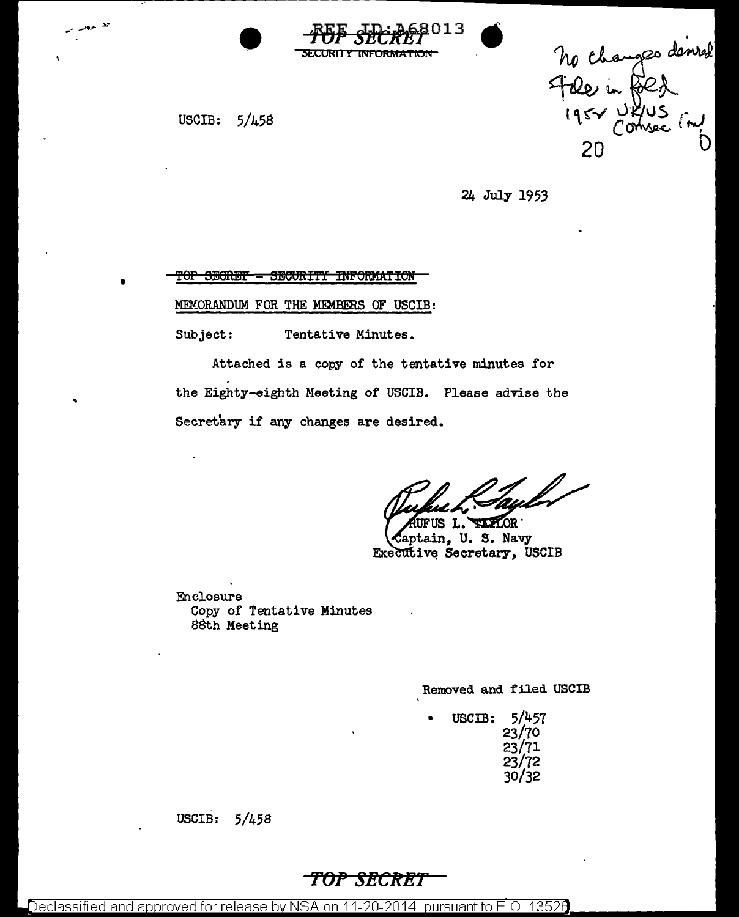REF ID:A68013

TOP SECRET

~~SECURITY INFORMATION~~

no changes desired
File in fold
1954 UK/US Comsec Conf
20

USCIB: 5/458

24 July 1953

~~TOP SECRET - SECURITY INFORMATION~~

MEMORANDUM FOR THE MEMBERS OF USCIB:

Subject: Tentative Minutes.

Attached is a copy of the tentative minutes for the Eighty-eighth Meeting of USCIB. Please advise the Secretary if any changes are desired.

RUFUS L. TAYLOR
Captain, U. S. Navy
Executive Secretary, USCIB

Enclosure
Copy of Tentative Minutes
88th Meeting

Removed and filed USCIB

USCIB: 5/457
23/70
23/71
23/72
30/32

USCIB: 5/458

TOP SECRET

Declassified and approved for release by NSA on 11-20-2014 pursuant to E.O. 13526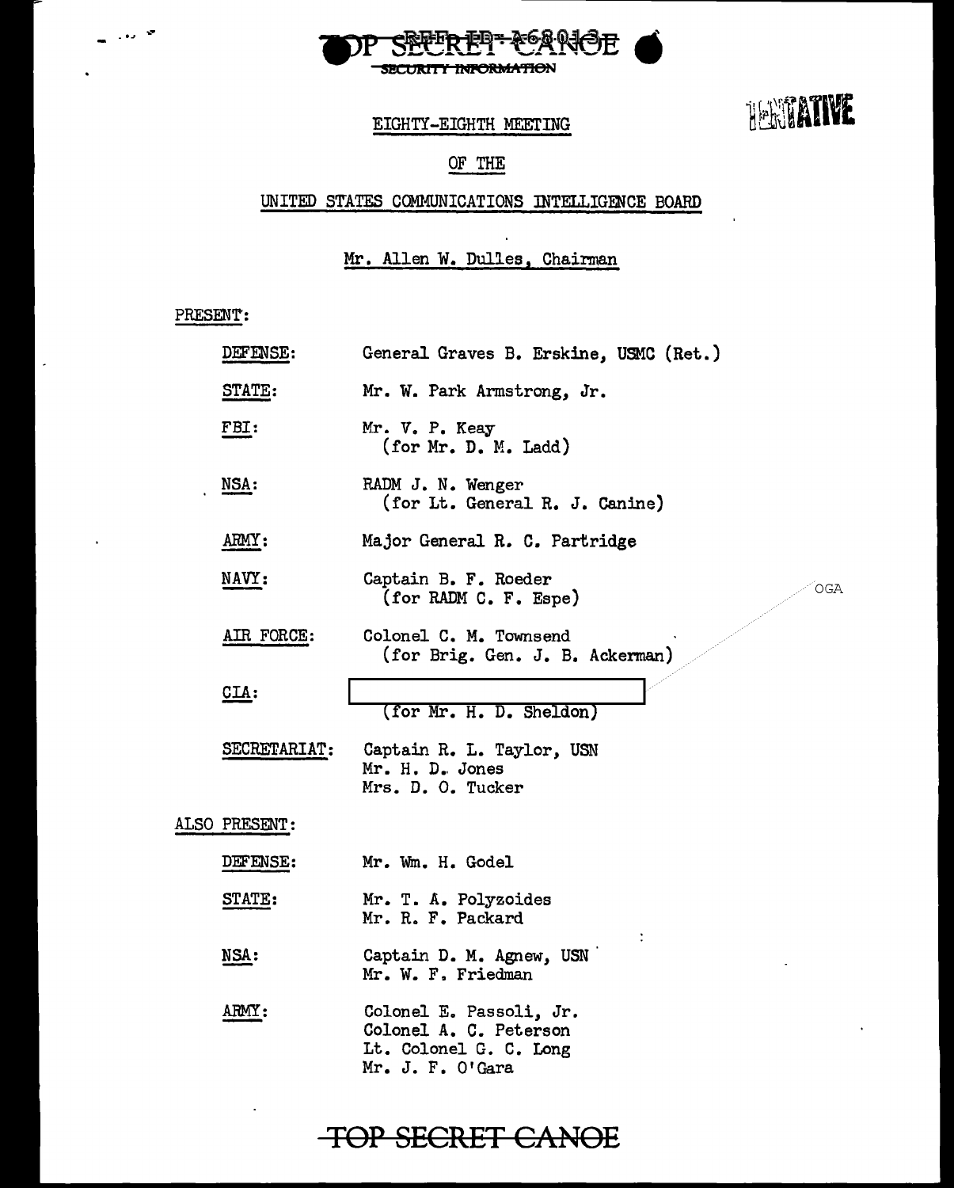TOP SECRET CANOE
SECURITY INFORMATION

TENTATIVE

EIGHTY-EIGHTH MEETING

OF THE

UNITED STATES COMMUNICATIONS INTELLIGENCE BOARD

Mr. Allen W. Dulles, Chairman

PRESENT:

| | |
|---|---|
| DEFENSE: | General Graves B. Erskine, USMC (Ret.) |
| STATE: | Mr. W. Park Armstrong, Jr. |
| FBI: | Mr. V. P. Keay (for Mr. D. M. Ladd) |
| NSA: | RADM J. N. Wenger (for Lt. General R. J. Canine) |
| ARMY: | Major General R. C. Partridge |
| NAVY: | Captain B. F. Roeder (for RADM C. F. Espe) |
| AIR FORCE: | Colonel C. M. Townsend (for Brig. Gen. J. B. Ackerman) |
| CIA: | [redacted — OGA] (for Mr. H. D. Sheldon) |
| SECRETARIAT: | Captain R. L. Taylor, USN<br>Mr. H. D. Jones<br>Mrs. D. O. Tucker |

ALSO PRESENT:

| | |
|---|---|
| DEFENSE: | Mr. Wm. H. Godel |
| STATE: | Mr. T. A. Polyzoides<br>Mr. R. F. Packard |
| NSA: | Captain D. M. Agnew, USN<br>Mr. W. F. Friedman |
| ARMY: | Colonel E. Passoli, Jr.<br>Colonel A. C. Peterson<br>Lt. Colonel G. C. Long<br>Mr. J. F. O'Gara |

TOP SECRET CANOE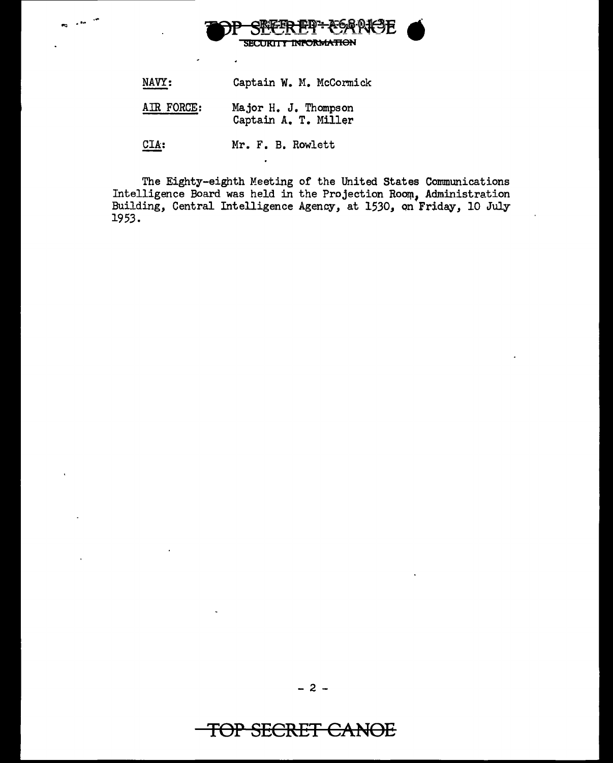TOP SECRET CANOE

SECURITY INFORMATION

NAVY: Captain W. M. McCormick

AIR FORCE: Major H. J. Thompson
Captain A. T. Miller

CIA: Mr. F. B. Rowlett

The Eighty-eighth Meeting of the United States Communications Intelligence Board was held in the Projection Room, Administration Building, Central Intelligence Agency, at 1530, on Friday, 10 July 1953.

TOP SECRET CANOE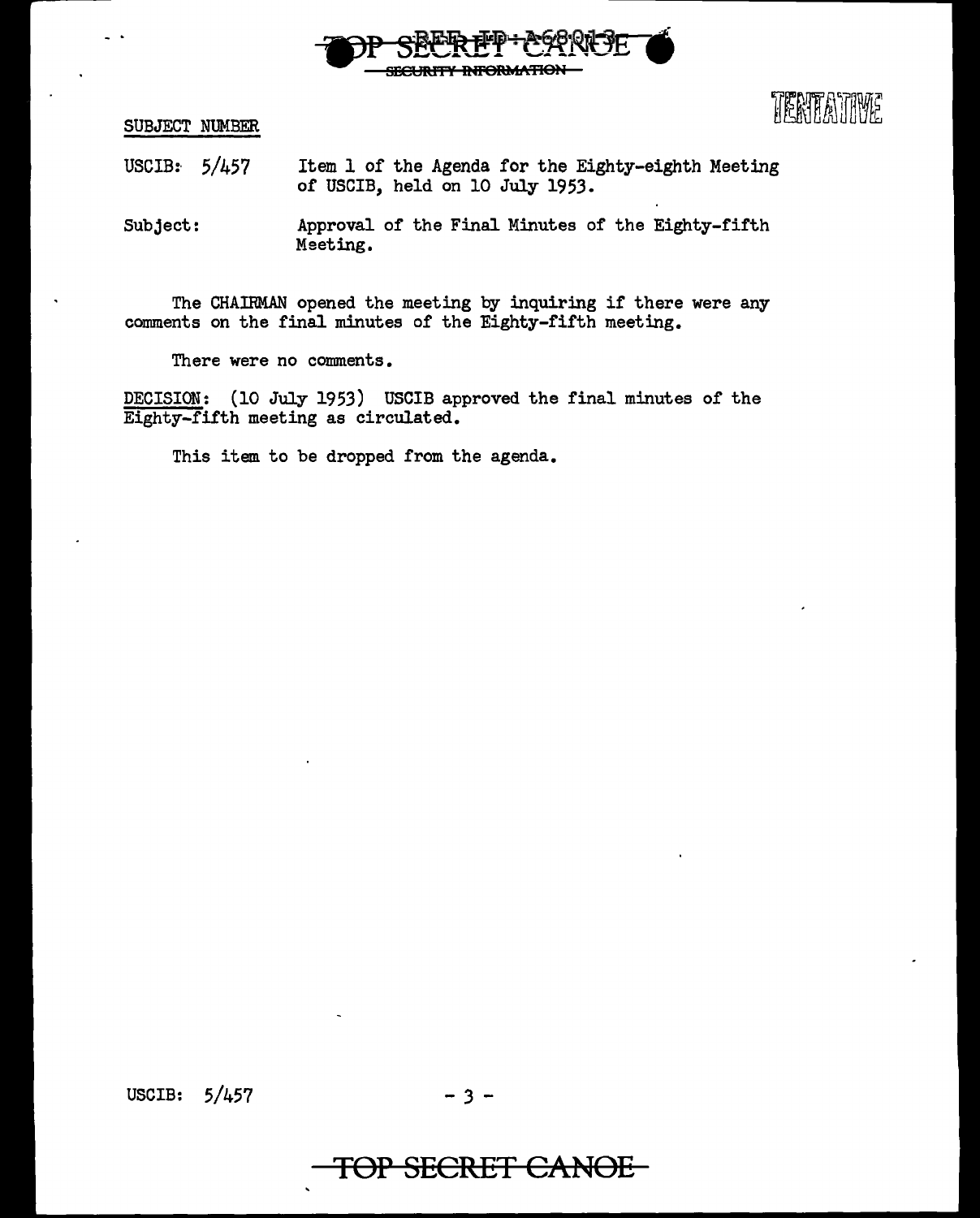TOP SECRET CANOE
SECURITY INFORMATION

TENTATIVE

SUBJECT NUMBER

USCIB: 5/457 Item 1 of the Agenda for the Eighty-eighth Meeting of USCIB, held on 10 July 1953.

Subject: Approval of the Final Minutes of the Eighty-fifth Meeting.

The CHAIRMAN opened the meeting by inquiring if there were any comments on the final minutes of the Eighty-fifth meeting.

There were no comments.

DECISION: (10 July 1953) USCIB approved the final minutes of the Eighty-fifth meeting as circulated.

This item to be dropped from the agenda.

USCIB: 5/457

TOP SECRET CANOE